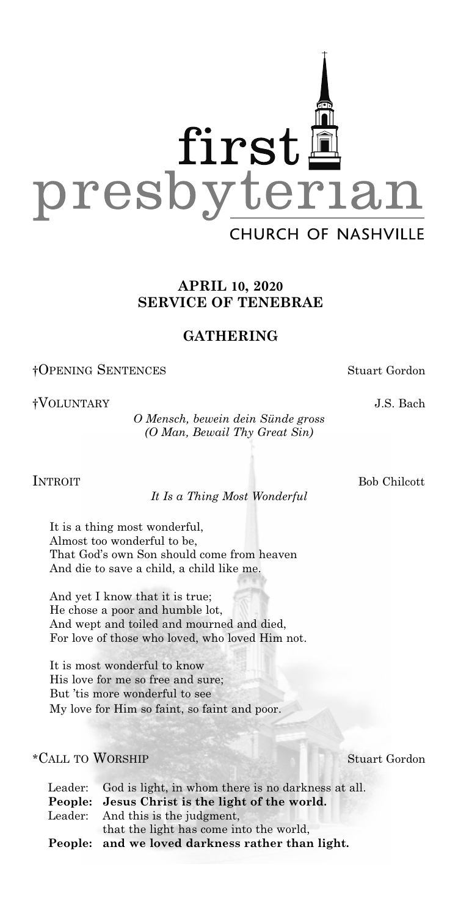# first presbyterian

CHURCH OF NASHVILLE

**APRIL 10, 2020**
**SERVICE OF TENEBRAE**

## GATHERING

†OPENING SENTENCES Stuart Gordon

†VOLUNTARY J.S. Bach

*O Mensch, bewein dein Sünde gross*
*(O Man, Bewail Thy Great Sin)*

INTROIT Bob Chilcott

*It Is a Thing Most Wonderful*

It is a thing most wonderful,
Almost too wonderful to be,
That God's own Son should come from heaven
And die to save a child, a child like me.

And yet I know that it is true;
He chose a poor and humble lot,
And wept and toiled and mourned and died,
For love of those who loved, who loved Him not.

It is most wonderful to know
His love for me so free and sure;
But 'tis more wonderful to see
My love for Him so faint, so faint and poor.

*CALL TO WORSHIP Stuart Gordon

Leader: God is light, in whom there is no darkness at all.
**People: Jesus Christ is the light of the world.**
Leader: And this is the judgment,
that the light has come into the world,
**People: and we loved darkness rather than light.**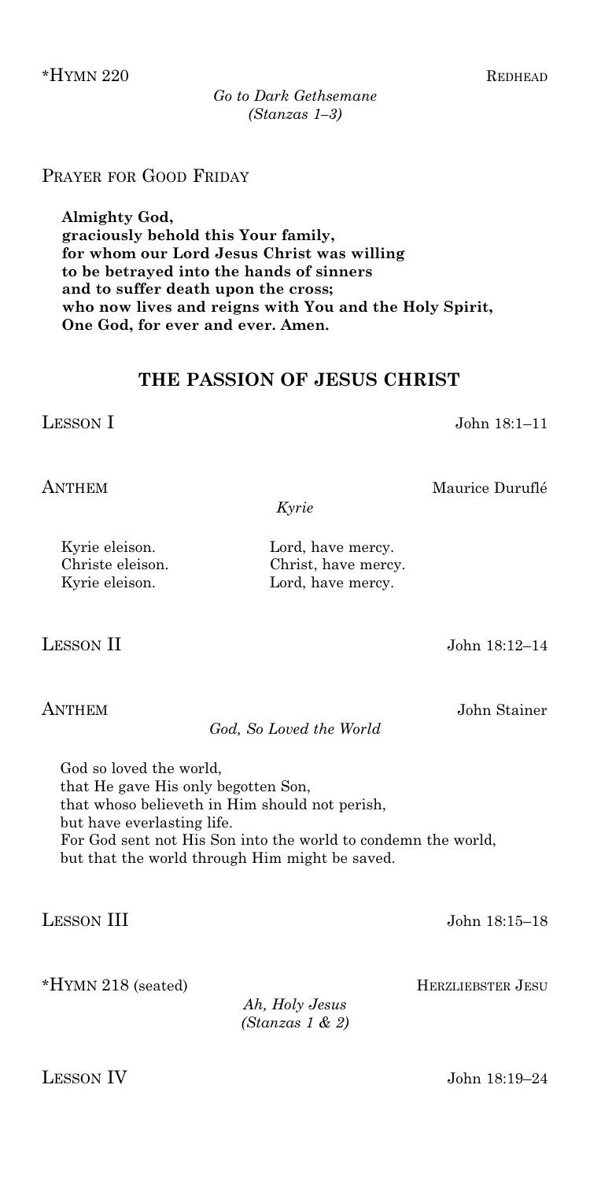*HYMN 220 REDHEAD

*Go to Dark Gethsemane*
*(Stanzas 1–3)*

PRAYER FOR GOOD FRIDAY

**Almighty God,**
**graciously behold this Your family,**
**for whom our Lord Jesus Christ was willing**
**to be betrayed into the hands of sinners**
**and to suffer death upon the cross;**
**who now lives and reigns with You and the Holy Spirit,**
**One God, for ever and ever. Amen.**

## THE PASSION OF JESUS CHRIST

LESSON I John 18:1–11

ANTHEM Maurice Duruflé

*Kyrie*

| | |
|---|---|
| Kyrie eleison. | Lord, have mercy. |
| Christe eleison. | Christ, have mercy. |
| Kyrie eleison. | Lord, have mercy. |

LESSON II John 18:12–14

ANTHEM John Stainer

*God, So Loved the World*

God so loved the world,
that He gave His only begotten Son,
that whoso believeth in Him should not perish,
but have everlasting life.
For God sent not His Son into the world to condemn the world,
but that the world through Him might be saved.

LESSON III John 18:15–18

*HYMN 218 (seated) HERZLIEBSTER JESU

*Ah, Holy Jesus*
*(Stanzas 1 & 2)*

LESSON IV John 18:19–24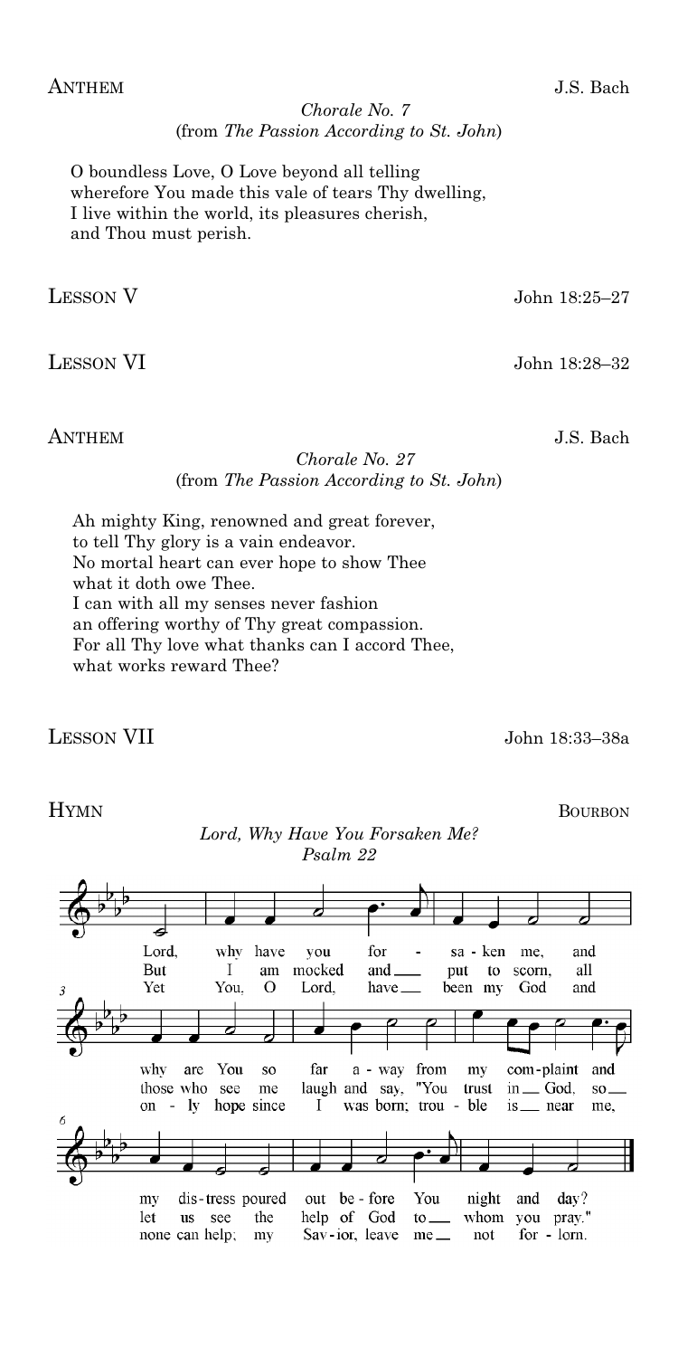**ANTHEM** J.S. Bach

*Chorale No. 7*
(from *The Passion According to St. John*)

O boundless Love, O Love beyond all telling
wherefore You made this vale of tears Thy dwelling,
I live within the world, its pleasures cherish,
and Thou must perish.

**LESSON V** John 18:25–27

**LESSON VI** John 18:28–32

**ANTHEM** J.S. Bach

*Chorale No. 27*
(from *The Passion According to St. John*)

Ah mighty King, renowned and great forever,
to tell Thy glory is a vain endeavor.
No mortal heart can ever hope to show Thee
what it doth owe Thee.
I can with all my senses never fashion
an offering worthy of Thy great compassion.
For all Thy love what thanks can I accord Thee,
what works reward Thee?

**LESSON VII** John 18:33–38a

**HYMN** BOURBON

*Lord, Why Have You Forsaken Me?*
*Psalm 22*

Lord, why have you for - sa - ken me, and why are You so far a - way from my com-plaint and my dis-tress poured out be - fore You night and day?

But I am mocked and put to scorn, all those who see me laugh and say, "You trust in God, so let us see the help of God to whom you pray."

Yet You, O Lord, have been my God and on - ly hope since I was born; trou - ble is near me, none can help; my Sav-ior, leave me not for - lorn.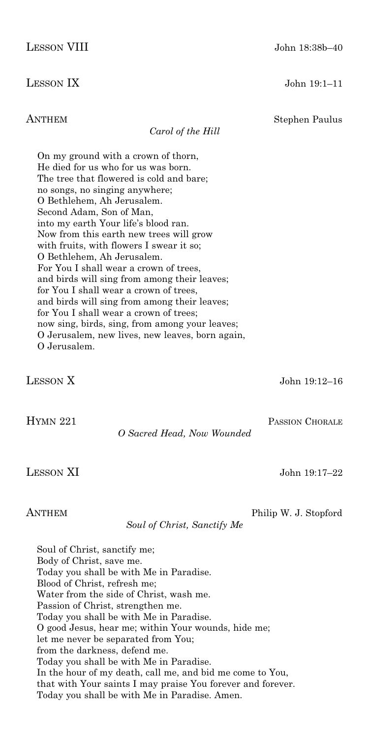Lesson VIII John 18:38b–40

Lesson IX John 19:1–11

Anthem Stephen Paulus

*Carol of the Hill*

On my ground with a crown of thorn,
He died for us who for us was born.
The tree that flowered is cold and bare;
no songs, no singing anywhere;
O Bethlehem, Ah Jerusalem.
Second Adam, Son of Man,
into my earth Your life's blood ran.
Now from this earth new trees will grow
with fruits, with flowers I swear it so;
O Bethlehem, Ah Jerusalem.
For You I shall wear a crown of trees,
and birds will sing from among their leaves;
for You I shall wear a crown of trees,
and birds will sing from among their leaves;
for You I shall wear a crown of trees;
now sing, birds, sing, from among your leaves;
O Jerusalem, new lives, new leaves, born again,
O Jerusalem.

Lesson X John 19:12–16

Hymn 221 Passion Chorale

*O Sacred Head, Now Wounded*

Lesson XI John 19:17–22

Anthem Philip W. J. Stopford

*Soul of Christ, Sanctify Me*

Soul of Christ, sanctify me;
Body of Christ, save me.
Today you shall be with Me in Paradise.
Blood of Christ, refresh me;
Water from the side of Christ, wash me.
Passion of Christ, strengthen me.
Today you shall be with Me in Paradise.
O good Jesus, hear me; within Your wounds, hide me;
let me never be separated from You;
from the darkness, defend me.
Today you shall be with Me in Paradise.
In the hour of my death, call me, and bid me come to You,
that with Your saints I may praise You forever and forever.
Today you shall be with Me in Paradise. Amen.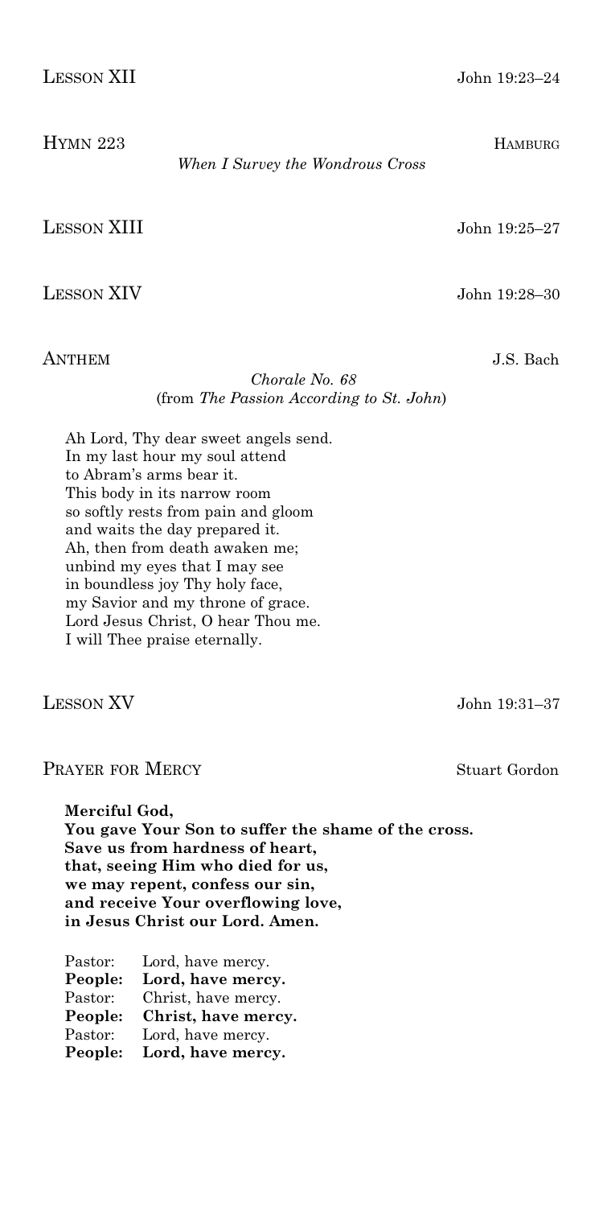**Lesson XII** John 19:23–24

**Hymn 223** Hamburg

*When I Survey the Wondrous Cross*

**Lesson XIII** John 19:25–27

**Lesson XIV** John 19:28–30

**Anthem** J.S. Bach

*Chorale No. 68*
(from *The Passion According to St. John*)

Ah Lord, Thy dear sweet angels send.
In my last hour my soul attend
to Abram's arms bear it.
This body in its narrow room
so softly rests from pain and gloom
and waits the day prepared it.
Ah, then from death awaken me;
unbind my eyes that I may see
in boundless joy Thy holy face,
my Savior and my throne of grace.
Lord Jesus Christ, O hear Thou me.
I will Thee praise eternally.

**Lesson XV** John 19:31–37

**Prayer for Mercy** Stuart Gordon

**Merciful God,**
**You gave Your Son to suffer the shame of the cross.**
**Save us from hardness of heart,**
**that, seeing Him who died for us,**
**we may repent, confess our sin,**
**and receive Your overflowing love,**
**in Jesus Christ our Lord. Amen.**

Pastor: Lord, have mercy.
**People: Lord, have mercy.**
Pastor: Christ, have mercy.
**People: Christ, have mercy.**
Pastor: Lord, have mercy.
**People: Lord, have mercy.**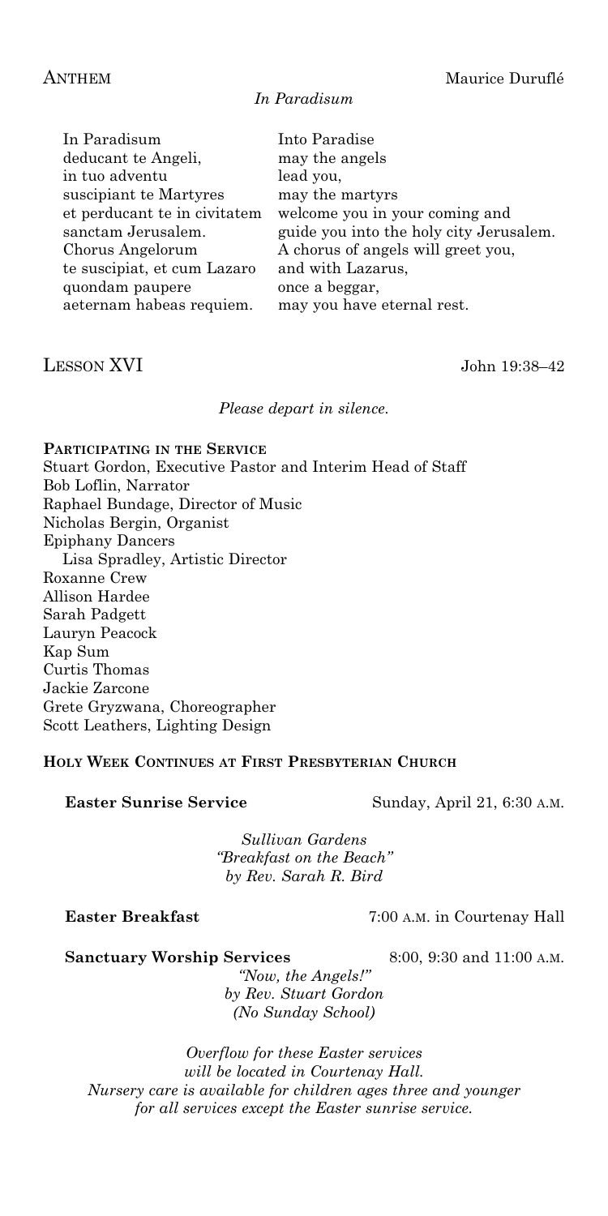ANTHEM Maurice Duruflé

*In Paradisum*

| | |
|---|---|
| In Paradisum | Into Paradise |
| deducant te Angeli, | may the angels |
| in tuo adventu | lead you, |
| suscipiant te Martyres | may the martyrs |
| et perducant te in civitatem | welcome you in your coming and |
| sanctam Jerusalem. | guide you into the holy city Jerusalem. |
| Chorus Angelorum | A chorus of angels will greet you, |
| te suscipiat, et cum Lazaro | and with Lazarus, |
| quondam paupere | once a beggar, |
| aeternam habeas requiem. | may you have eternal rest. |

LESSON XVI John 19:38–42

*Please depart in silence.*

**PARTICIPATING IN THE SERVICE**

Stuart Gordon, Executive Pastor and Interim Head of Staff
Bob Loflin, Narrator
Raphael Bundage, Director of Music
Nicholas Bergin, Organist
Epiphany Dancers
  Lisa Spradley, Artistic Director
Roxanne Crew
Allison Hardee
Sarah Padgett
Lauryn Peacock
Kap Sum
Curtis Thomas
Jackie Zarcone
Grete Gryzwana, Choreographer
Scott Leathers, Lighting Design

**HOLY WEEK CONTINUES AT FIRST PRESBYTERIAN CHURCH**

**Easter Sunrise Service** Sunday, April 21, 6:30 A.M.

*Sullivan Gardens*
*"Breakfast on the Beach"*
*by Rev. Sarah R. Bird*

**Easter Breakfast** 7:00 A.M. in Courtenay Hall

**Sanctuary Worship Services** 8:00, 9:30 and 11:00 A.M.

*"Now, the Angels!"*
*by Rev. Stuart Gordon*
*(No Sunday School)*

*Overflow for these Easter services will be located in Courtenay Hall.*
*Nursery care is available for children ages three and younger for all services except the Easter sunrise service.*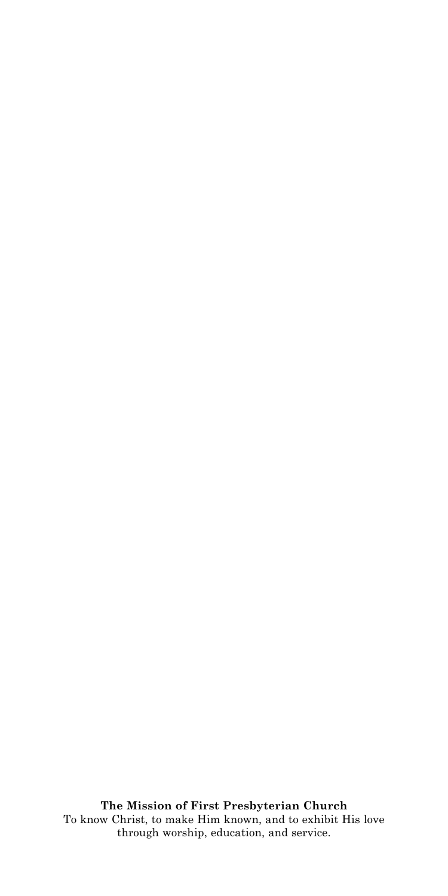**The Mission of First Presbyterian Church**

To know Christ, to make Him known, and to exhibit His love through worship, education, and service.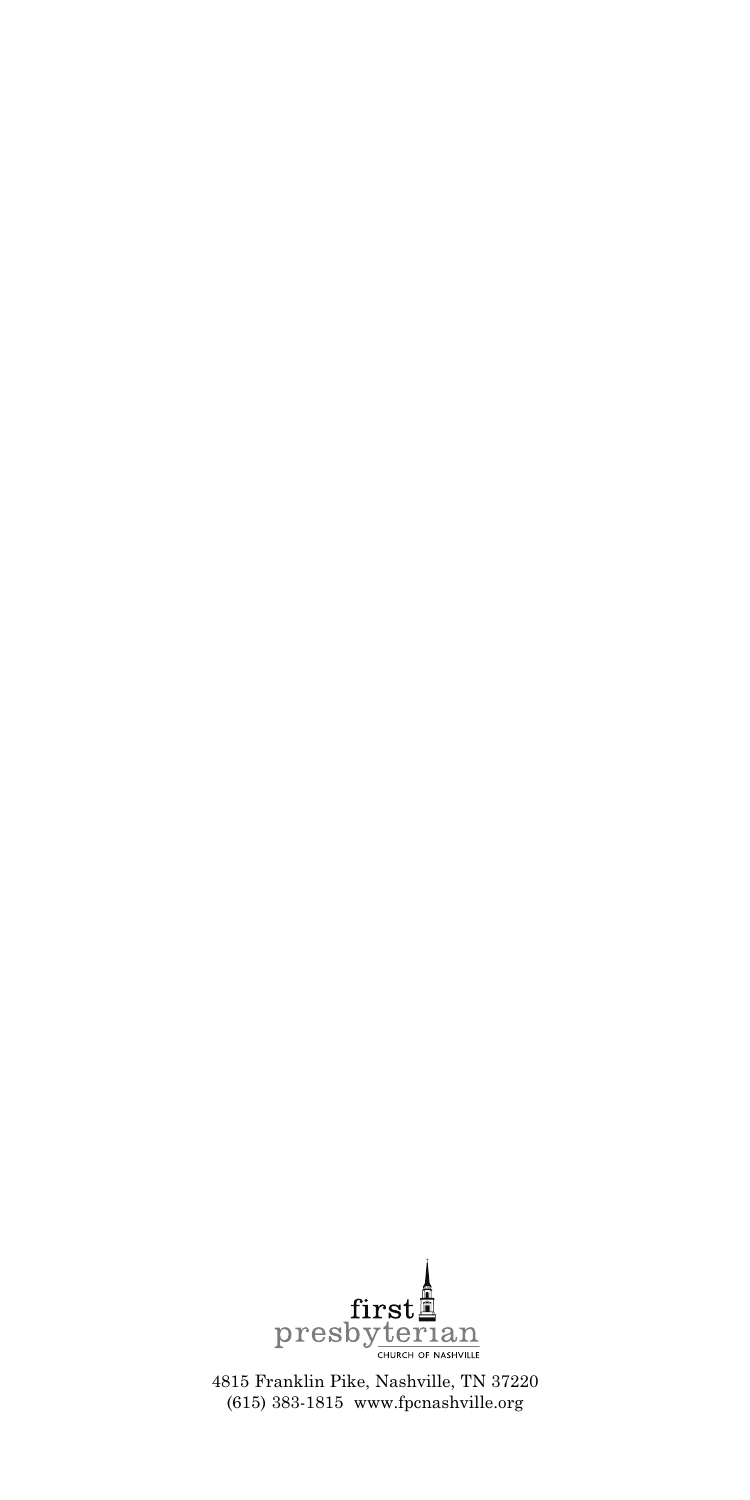first presbyterian
CHURCH OF NASHVILLE

4815 Franklin Pike, Nashville, TN 37220
(615) 383-1815 www.fpcnashville.org